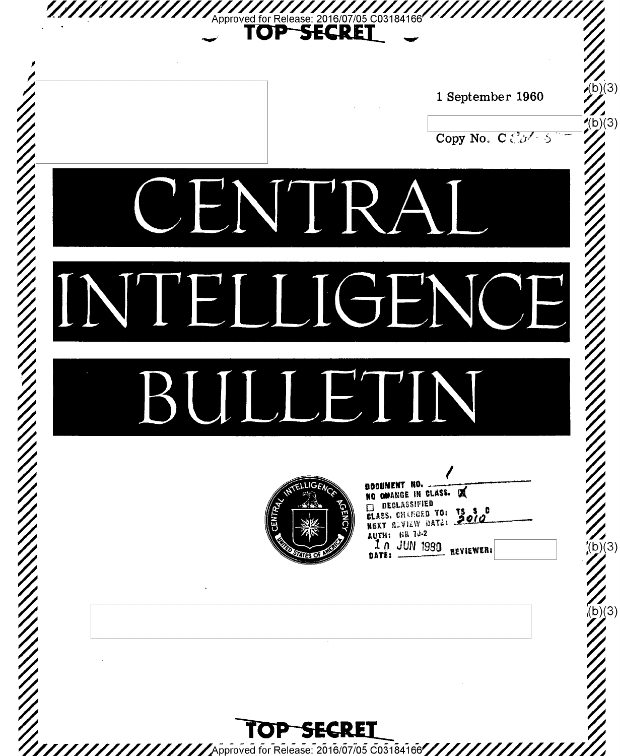Approved for Release: 2016/07/05 C03184166

TOP SECRET

1 September 1960

(b)(3)

(b)(3)

Copy No. C

# CENTRAL INTELLIGENCE BULLETIN

DOCUMENT NO. 1
NO CHANGE IN CLASS. ☒
☐ DECLASSIFIED
CLASS. CHANGED TO: TS S C
NEXT REVIEW DATE: 2010
AUTH: HR 70-2
DATE: 10 JUN 1980 REVIEWER:

(b)(3)

(b)(3)

TOP SECRET

Approved for Release: 2016/07/05 C03184166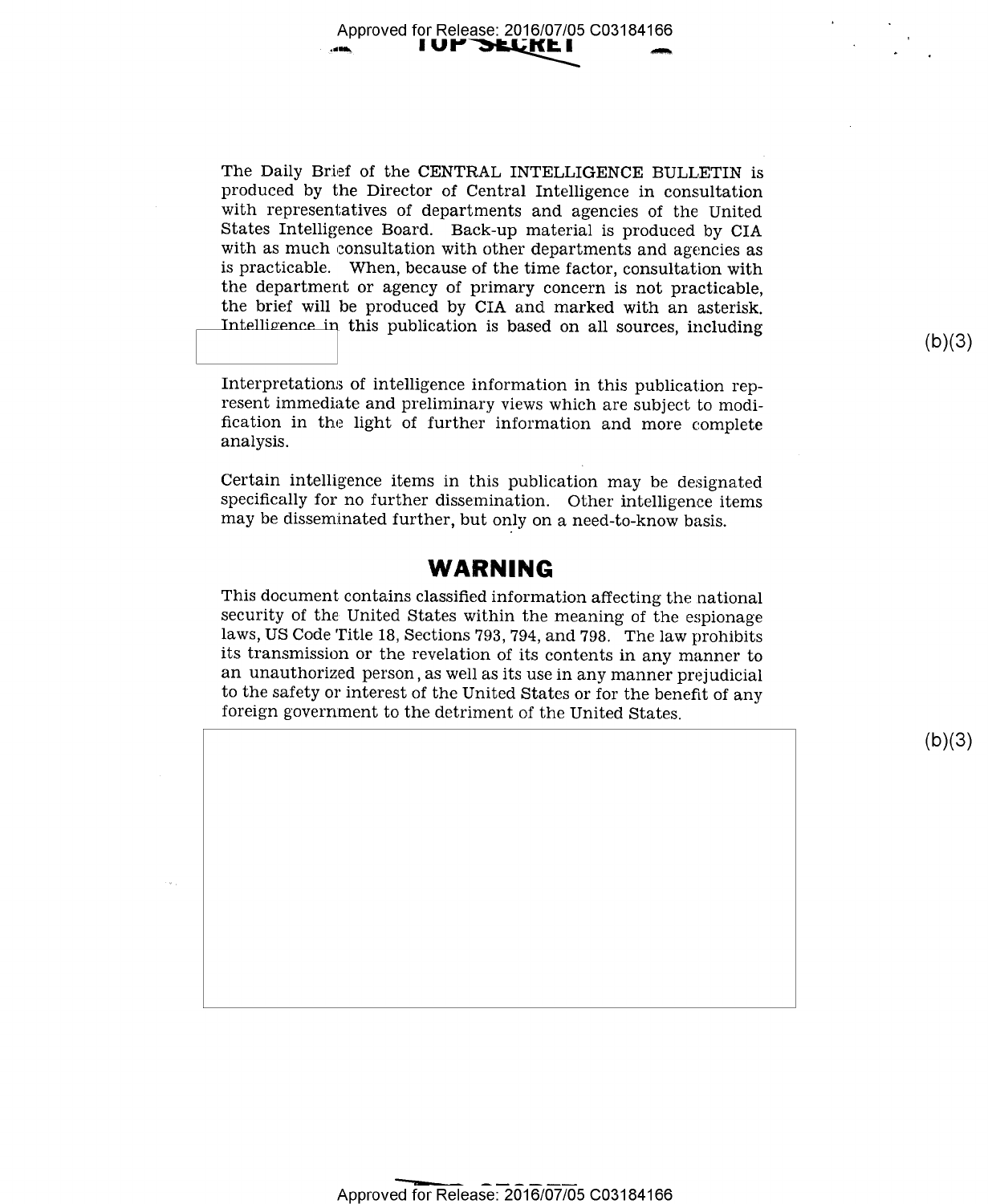The Daily Brief of the CENTRAL INTELLIGENCE BULLETIN is produced by the Director of Central Intelligence in consultation with representatives of departments and agencies of the United States Intelligence Board. Back-up material is produced by CIA with as much consultation with other departments and agencies as is practicable. When, because of the time factor, consultation with the department or agency of primary concern is not practicable, the brief will be produced by CIA and marked with an asterisk. Intelligence in this publication is based on all sources, including

(b)(3)

Interpretations of intelligence information in this publication represent immediate and preliminary views which are subject to modification in the light of further information and more complete analysis.

Certain intelligence items in this publication may be designated specifically for no further dissemination. Other intelligence items may be disseminated further, but only on a need-to-know basis.

## WARNING

This document contains classified information affecting the national security of the United States within the meaning of the espionage laws, US Code Title 18, Sections 793, 794, and 798. The law prohibits its transmission or the revelation of its contents in any manner to an unauthorized person, as well as its use in any manner prejudicial to the safety or interest of the United States or for the benefit of any foreign government to the detriment of the United States.

(b)(3)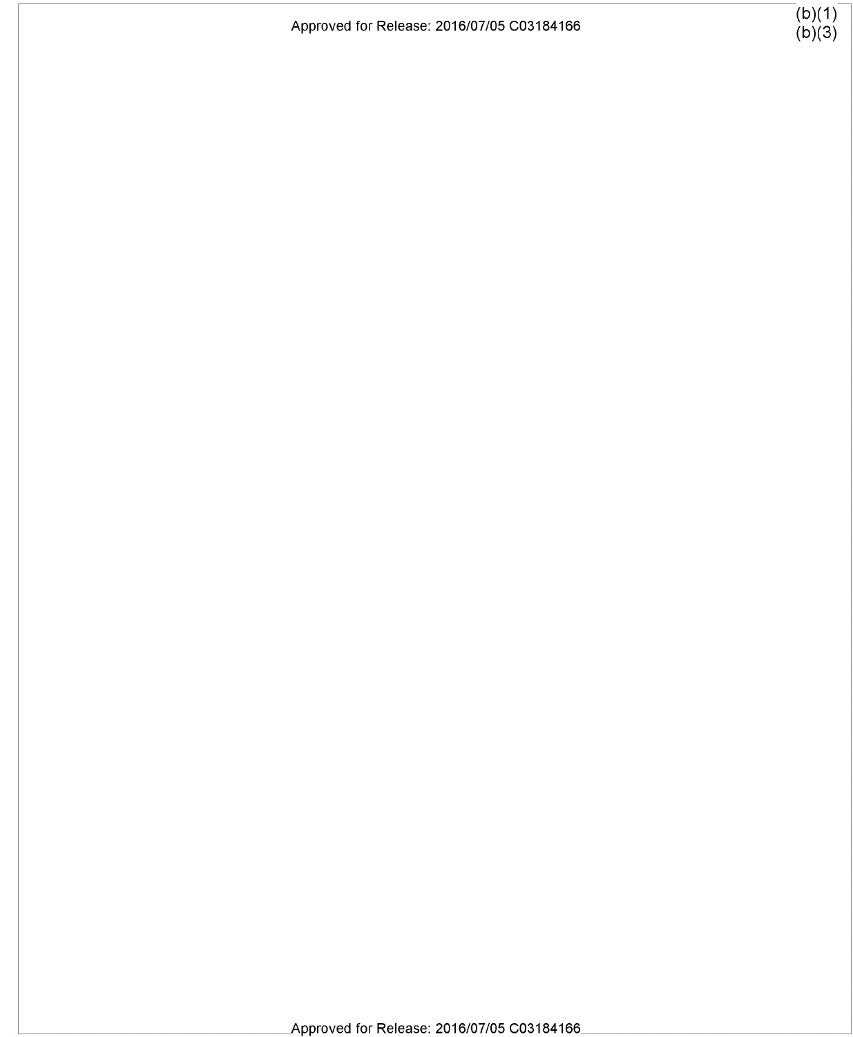(b)(1)
(b)(3)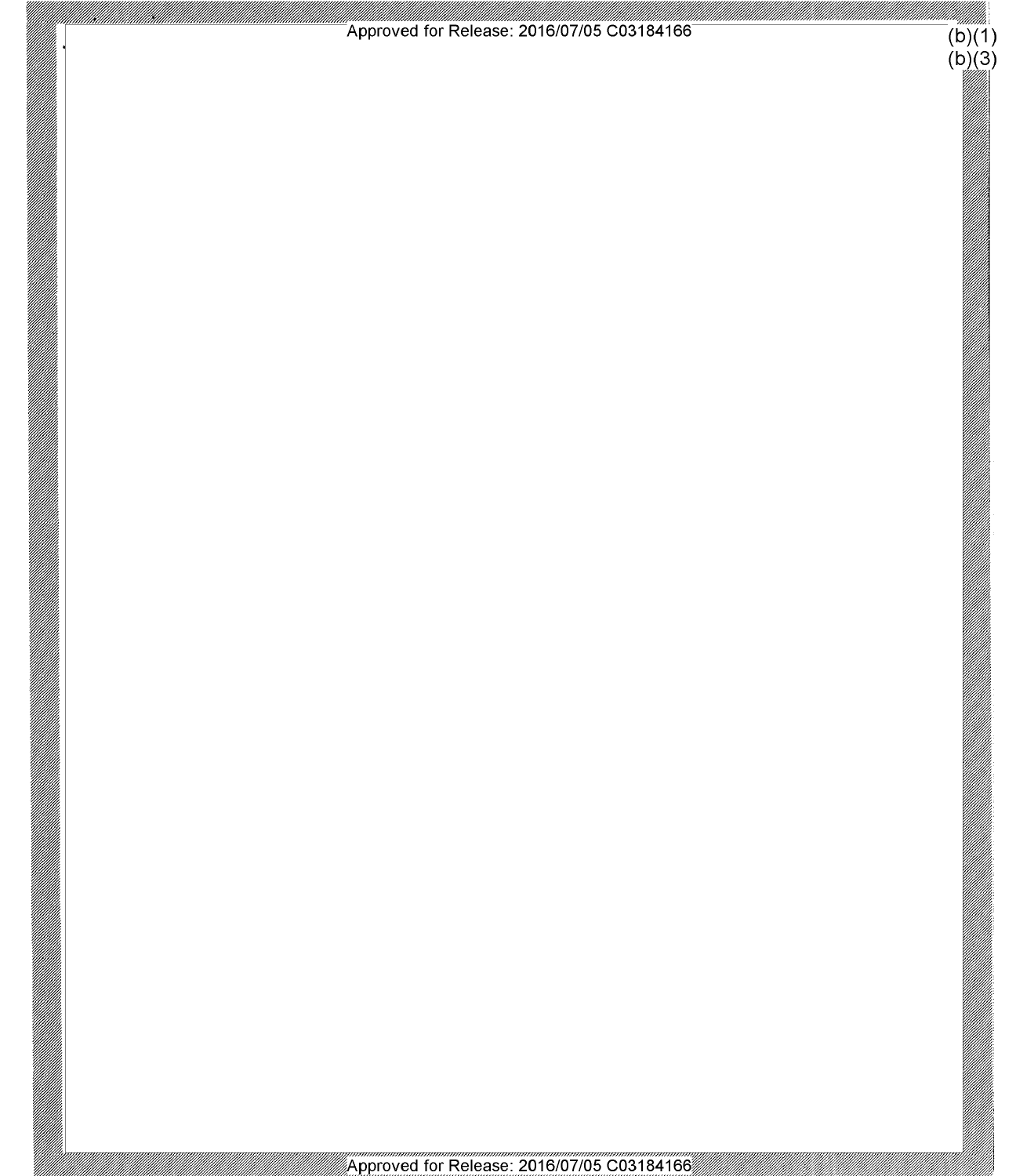(b)(1)
(b)(3)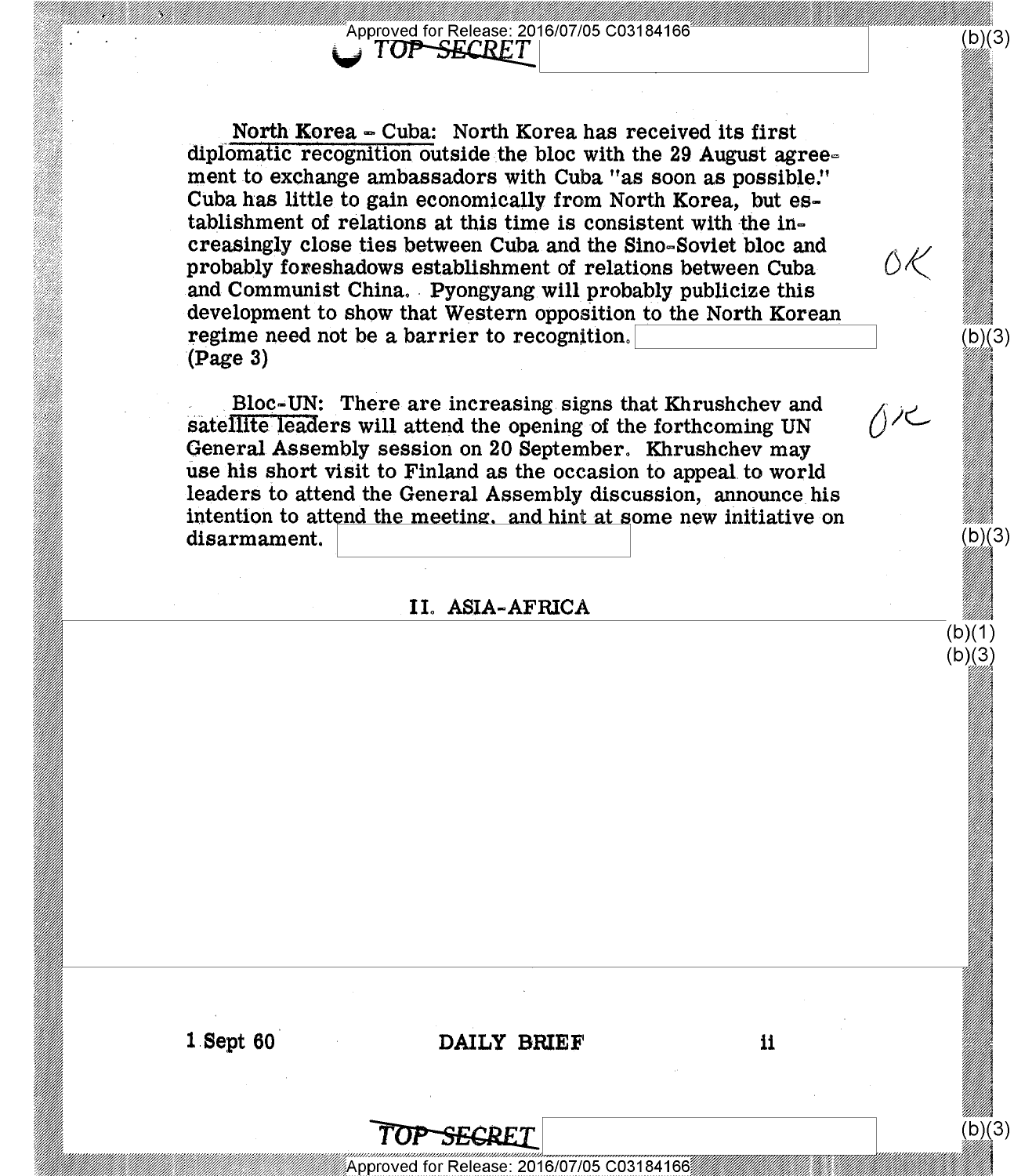**North Korea - Cuba:** North Korea has received its first diplomatic recognition outside the bloc with the 29 August agreement to exchange ambassadors with Cuba "as soon as possible." Cuba has little to gain economically from North Korea, but establishment of relations at this time is consistent with the increasingly close ties between Cuba and the Sino-Soviet bloc and probably foreshadows establishment of relations between Cuba and Communist China. Pyongyang will probably publicize this development to show that Western opposition to the North Korean regime need not be a barrier to recognition. (Page 3)

OK

**Bloc-UN:** There are increasing signs that Khrushchev and satellite leaders will attend the opening of the forthcoming UN General Assembly session on 20 September. Khrushchev may use his short visit to Finland as the occasion to appeal to world leaders to attend the General Assembly discussion, announce his intention to attend the meeting, and hint at some new initiative on disarmament.

OK

## II. ASIA-AFRICA

(b)(1)
(b)(3)

1 Sept 60 DAILY BRIEF ii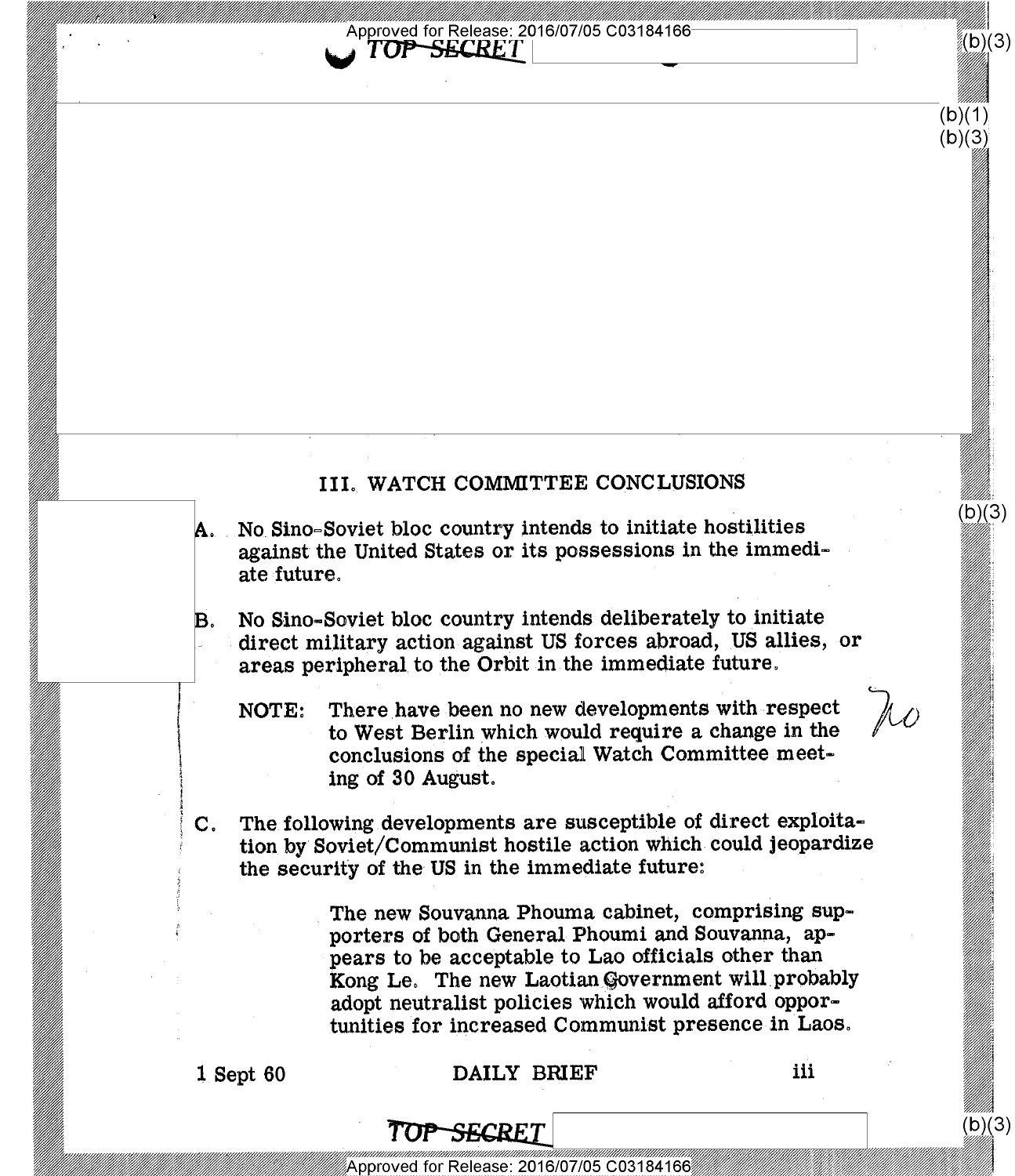## III. WATCH COMMITTEE CONCLUSIONS

A. No Sino-Soviet bloc country intends to initiate hostilities against the United States or its possessions in the immediate future.

B. No Sino-Soviet bloc country intends deliberately to initiate direct military action against US forces abroad, US allies, or areas peripheral to the Orbit in the immediate future.

NOTE: There have been no new developments with respect to West Berlin which would require a change in the conclusions of the special Watch Committee meeting of 30 August.

C. The following developments are susceptible of direct exploitation by Soviet/Communist hostile action which could jeopardize the security of the US in the immediate future:

The new Souvanna Phouma cabinet, comprising supporters of both General Phoumi and Souvanna, appears to be acceptable to Lao officials other than Kong Le. The new Laotian Government will probably adopt neutralist policies which would afford opportunities for increased Communist presence in Laos.

1 Sept 60 DAILY BRIEF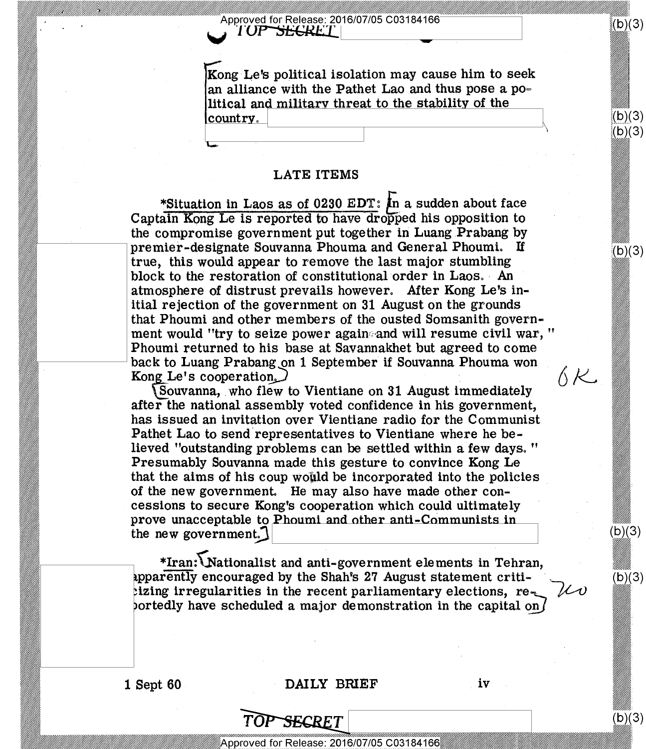Kong Le's political isolation may cause him to seek an alliance with the Pathet Lao and thus pose a political and military threat to the stability of the country.

## LATE ITEMS

*Situation in Laos as of 0230 EDT: In a sudden about face Captain Kong Le is reported to have dropped his opposition to the compromise government put together in Luang Prabang by premier-designate Souvanna Phouma and General Phoumi. If true, this would appear to remove the last major stumbling block to the restoration of constitutional order in Laos. An atmosphere of distrust prevails however. After Kong Le's initial rejection of the government on 31 August on the grounds that Phoumi and other members of the ousted Somsanith government would "try to seize power again and will resume civil war," Phoumi returned to his base at Savannakhet but agreed to come back to Luang Prabang on 1 September if Souvanna Phouma won Kong Le's cooperation.

Souvanna, who flew to Vientiane on 31 August immediately after the national assembly voted confidence in his government, has issued an invitation over Vientiane radio for the Communist Pathet Lao to send representatives to Vientiane where he believed "outstanding problems can be settled within a few days." Presumably Souvanna made this gesture to convince Kong Le that the aims of his coup would be incorporated into the policies of the new government. He may also have made other concessions to secure Kong's cooperation which could ultimately prove unacceptable to Phoumi and other anti-Communists in the new government.

*Iran: Nationalist and anti-government elements in Tehran, apparently encouraged by the Shah's 27 August statement criticizing irregularities in the recent parliamentary elections, reportedly have scheduled a major demonstration in the capital on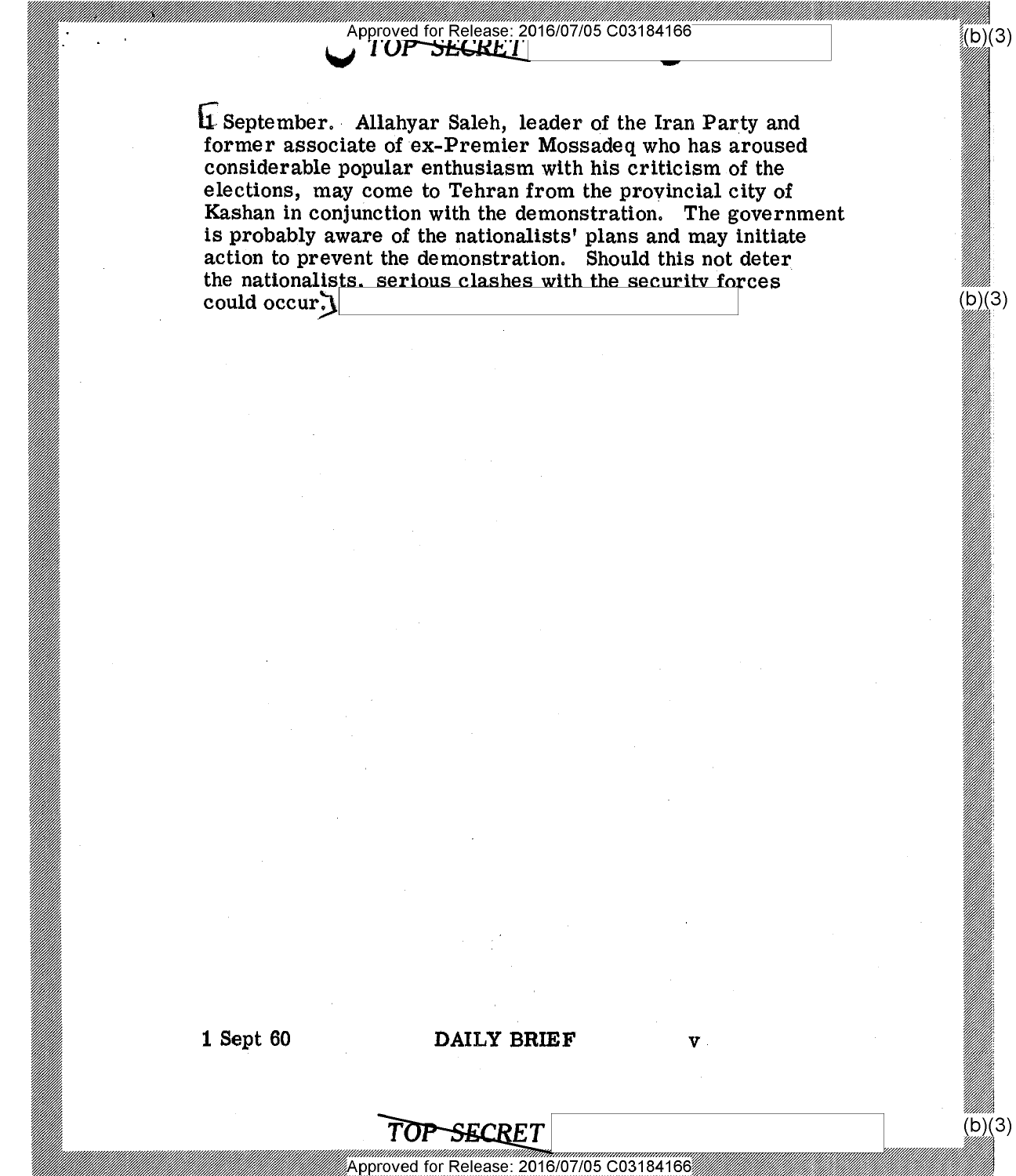1 September. Allahyar Saleh, leader of the Iran Party and former associate of ex-Premier Mossadeq who has aroused considerable popular enthusiasm with his criticism of the elections, may come to Tehran from the provincial city of Kashan in conjunction with the demonstration. The government is probably aware of the nationalists' plans and may initiate action to prevent the demonstration. Should this not deter the nationalists, serious clashes with the security forces could occur.

1 Sept 60 DAILY BRIEF v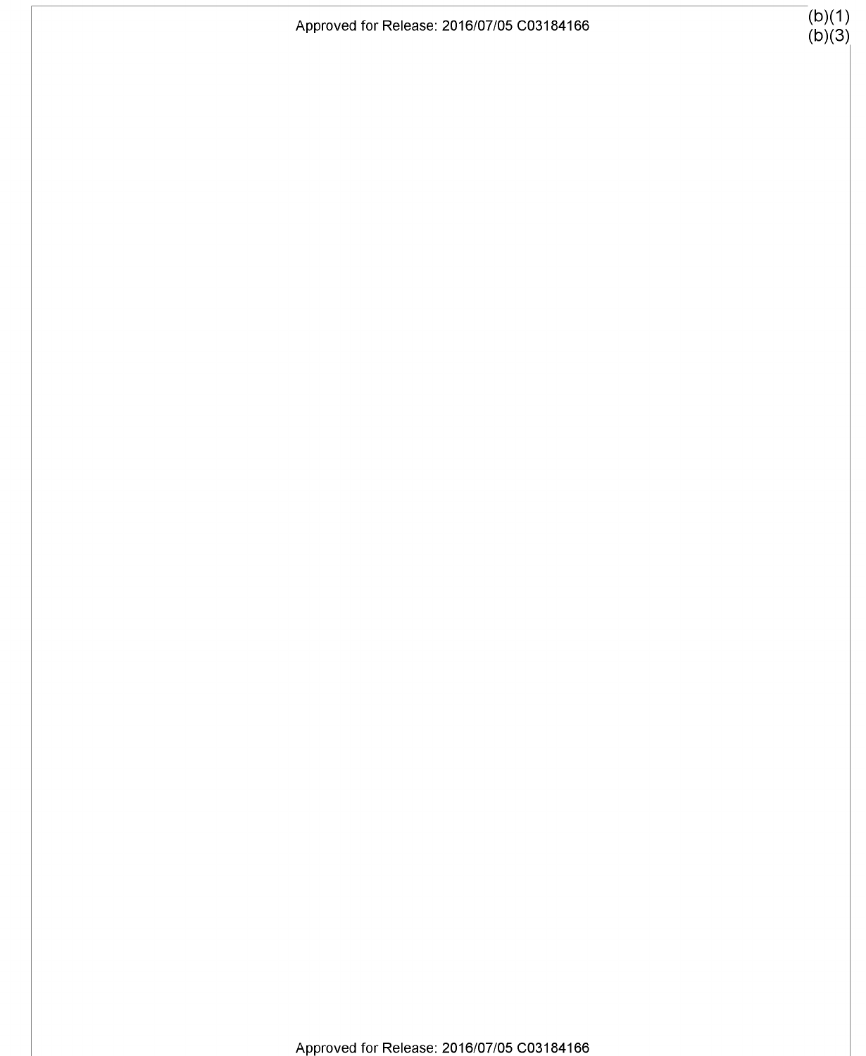(b)(1)
(b)(3)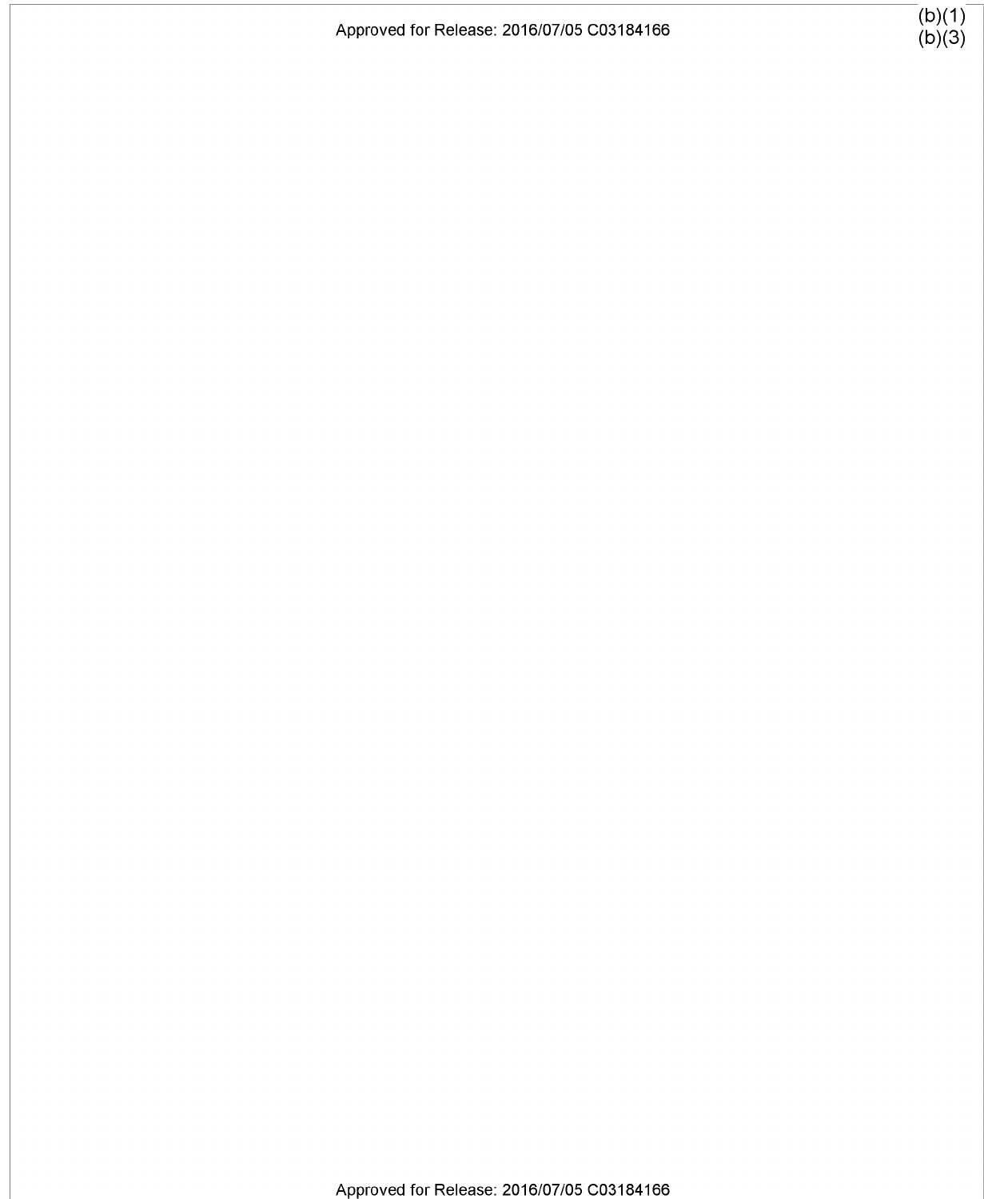(b)(1)
(b)(3)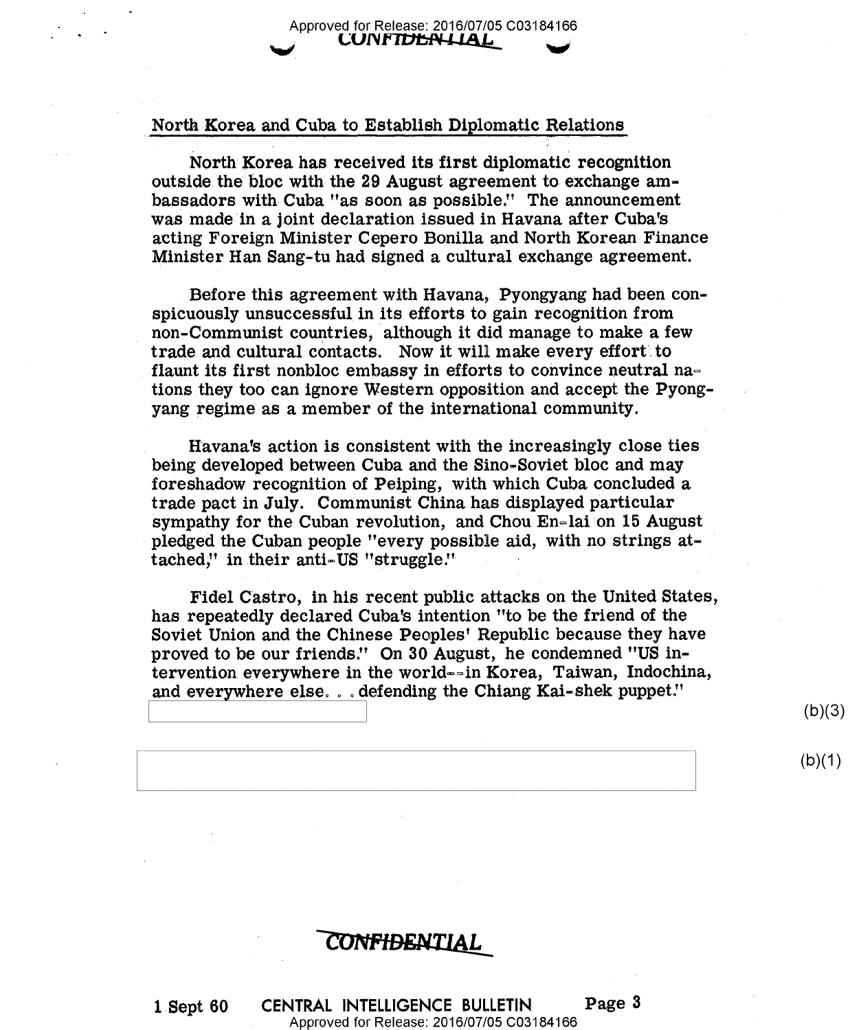## North Korea and Cuba to Establish Diplomatic Relations

North Korea has received its first diplomatic recognition outside the bloc with the 29 August agreement to exchange ambassadors with Cuba "as soon as possible." The announcement was made in a joint declaration issued in Havana after Cuba's acting Foreign Minister Cepero Bonilla and North Korean Finance Minister Han Sang-tu had signed a cultural exchange agreement.

Before this agreement with Havana, Pyongyang had been conspicuously unsuccessful in its efforts to gain recognition from non-Communist countries, although it did manage to make a few trade and cultural contacts. Now it will make every effort to flaunt its first nonbloc embassy in efforts to convince neutral nations they too can ignore Western opposition and accept the Pyongyang regime as a member of the international community.

Havana's action is consistent with the increasingly close ties being developed between Cuba and the Sino-Soviet bloc and may foreshadow recognition of Peiping, with which Cuba concluded a trade pact in July. Communist China has displayed particular sympathy for the Cuban revolution, and Chou En-lai on 15 August pledged the Cuban people "every possible aid, with no strings attached," in their anti-US "struggle."

Fidel Castro, in his recent public attacks on the United States, has repeatedly declared Cuba's intention "to be the friend of the Soviet Union and the Chinese Peoples' Republic because they have proved to be our friends." On 30 August, he condemned "US intervention everywhere in the world--in Korea, Taiwan, Indochina, and everywhere else. . . defending the Chiang Kai-shek puppet."

(b)(3)

(b)(1)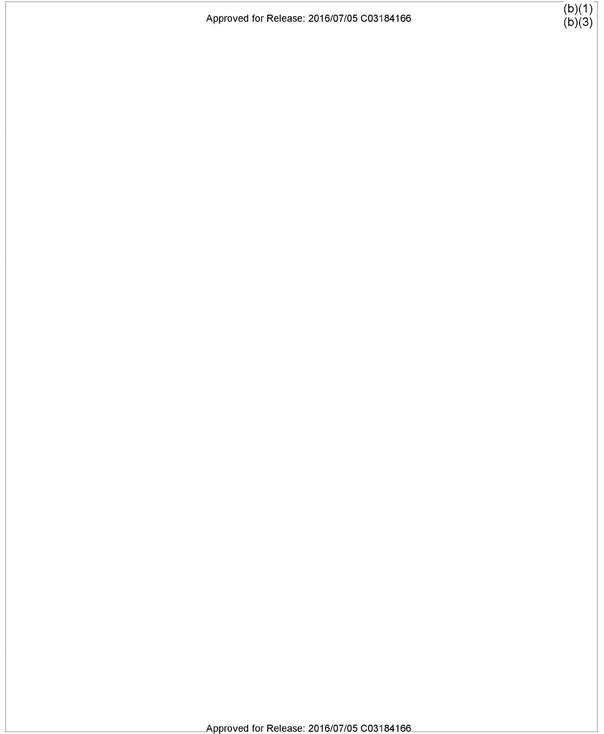(b)(1)
(b)(3)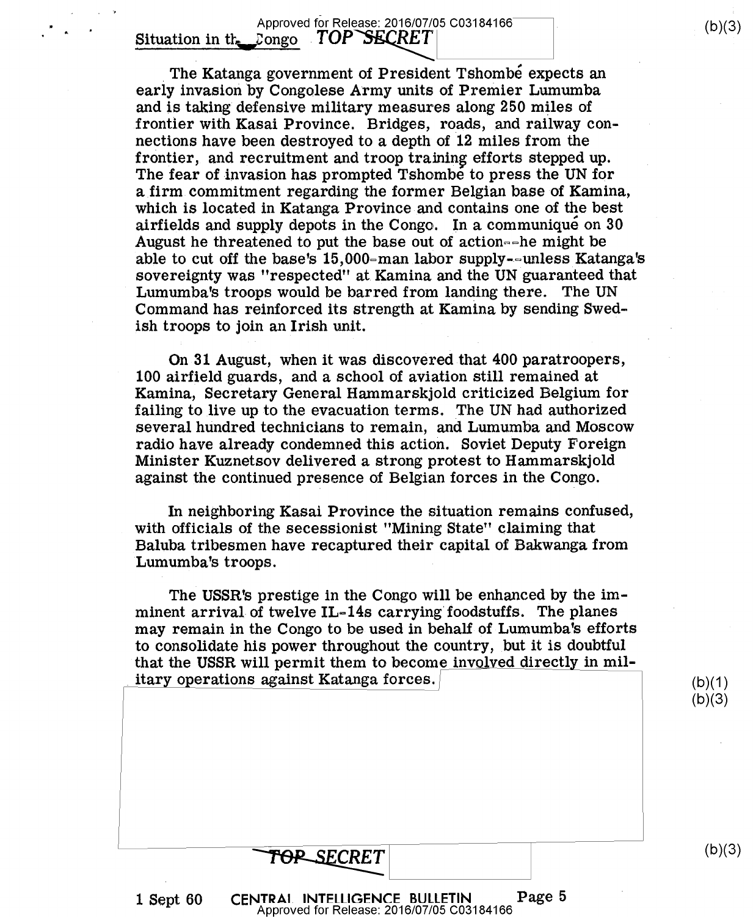## Situation in the Congo

The Katanga government of President Tshombé expects an early invasion by Congolese Army units of Premier Lumumba and is taking defensive military measures along 250 miles of frontier with Kasai Province. Bridges, roads, and railway connections have been destroyed to a depth of 12 miles from the frontier, and recruitment and troop training efforts stepped up. The fear of invasion has prompted Tshombé to press the UN for a firm commitment regarding the former Belgian base of Kamina, which is located in Katanga Province and contains one of the best airfields and supply depots in the Congo. In a communiqué on 30 August he threatened to put the base out of action--he might be able to cut off the base's 15,000-man labor supply--unless Katanga's sovereignty was "respected" at Kamina and the UN guaranteed that Lumumba's troops would be barred from landing there. The UN Command has reinforced its strength at Kamina by sending Swedish troops to join an Irish unit.

On 31 August, when it was discovered that 400 paratroopers, 100 airfield guards, and a school of aviation still remained at Kamina, Secretary General Hammarskjold criticized Belgium for failing to live up to the evacuation terms. The UN had authorized several hundred technicians to remain, and Lumumba and Moscow radio have already condemned this action. Soviet Deputy Foreign Minister Kuznetsov delivered a strong protest to Hammarskjold against the continued presence of Belgian forces in the Congo.

In neighboring Kasai Province the situation remains confused, with officials of the secessionist "Mining State" claiming that Baluba tribesmen have recaptured their capital of Bakwanga from Lumumba's troops.

The USSR's prestige in the Congo will be enhanced by the imminent arrival of twelve IL-14s carrying foodstuffs. The planes may remain in the Congo to be used in behalf of Lumumba's efforts to consolidate his power throughout the country, but it is doubtful that the USSR will permit them to become involved directly in military operations against Katanga forces.

(b)(1)
(b)(3)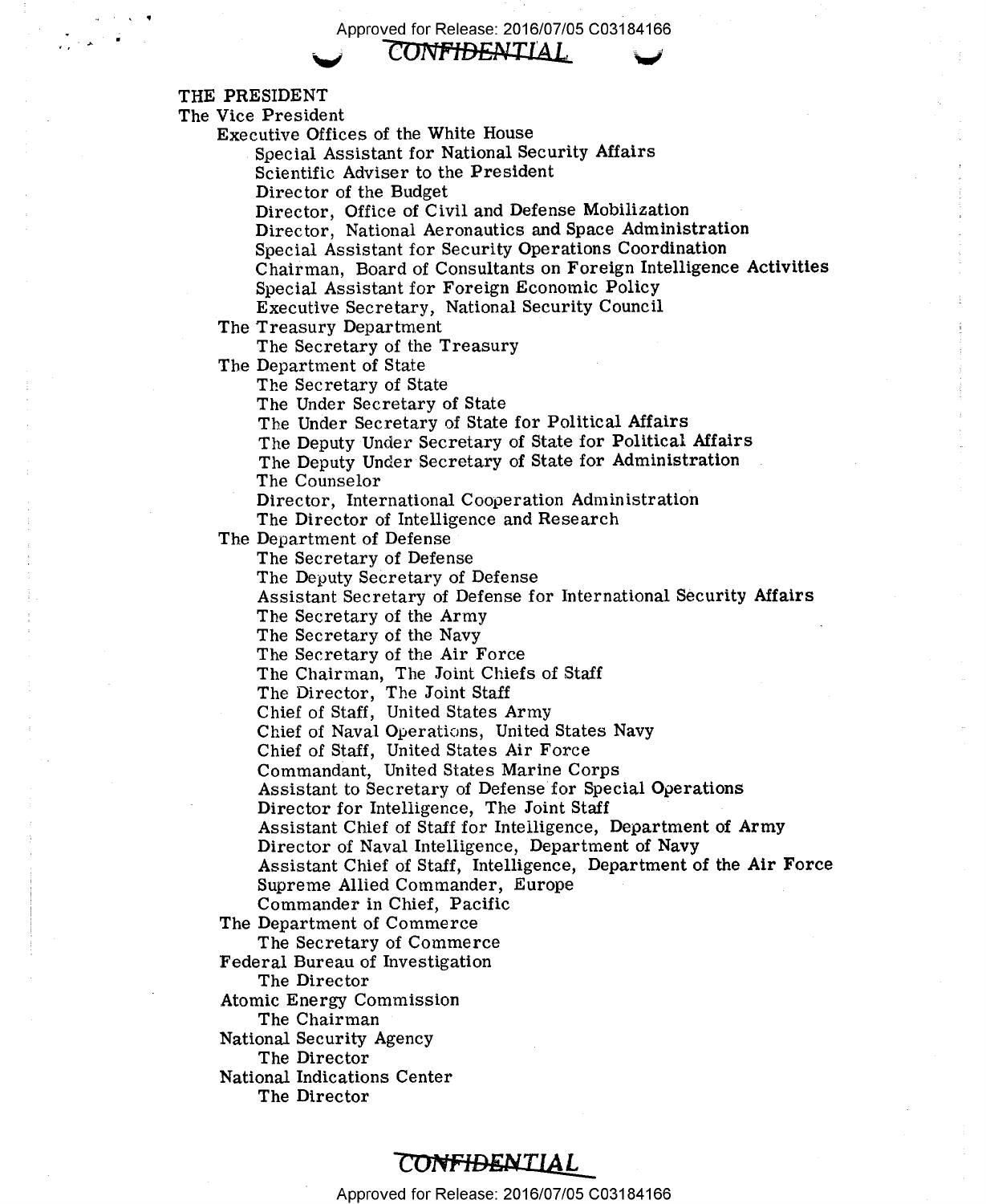CONFIDENTIAL

THE PRESIDENT

The Vice President

- Executive Offices of the White House
  - Special Assistant for National Security Affairs
  - Scientific Adviser to the President
  - Director of the Budget
  - Director, Office of Civil and Defense Mobilization
  - Director, National Aeronautics and Space Administration
  - Special Assistant for Security Operations Coordination
  - Chairman, Board of Consultants on Foreign Intelligence Activities
  - Special Assistant for Foreign Economic Policy
  - Executive Secretary, National Security Council
- The Treasury Department
  - The Secretary of the Treasury
- The Department of State
  - The Secretary of State
  - The Under Secretary of State
  - The Under Secretary of State for Political Affairs
  - The Deputy Under Secretary of State for Political Affairs
  - The Deputy Under Secretary of State for Administration
  - The Counselor
  - Director, International Cooperation Administration
  - The Director of Intelligence and Research
- The Department of Defense
  - The Secretary of Defense
  - The Deputy Secretary of Defense
  - Assistant Secretary of Defense for International Security Affairs
  - The Secretary of the Army
  - The Secretary of the Navy
  - The Secretary of the Air Force
  - The Chairman, The Joint Chiefs of Staff
  - The Director, The Joint Staff
  - Chief of Staff, United States Army
  - Chief of Naval Operations, United States Navy
  - Chief of Staff, United States Air Force
  - Commandant, United States Marine Corps
  - Assistant to Secretary of Defense for Special Operations
  - Director for Intelligence, The Joint Staff
  - Assistant Chief of Staff for Intelligence, Department of Army
  - Director of Naval Intelligence, Department of Navy
  - Assistant Chief of Staff, Intelligence, Department of the Air Force
  - Supreme Allied Commander, Europe
  - Commander in Chief, Pacific
- The Department of Commerce
  - The Secretary of Commerce
- Federal Bureau of Investigation
  - The Director
- Atomic Energy Commission
  - The Chairman
- National Security Agency
  - The Director
- National Indications Center
  - The Director

CONFIDENTIAL